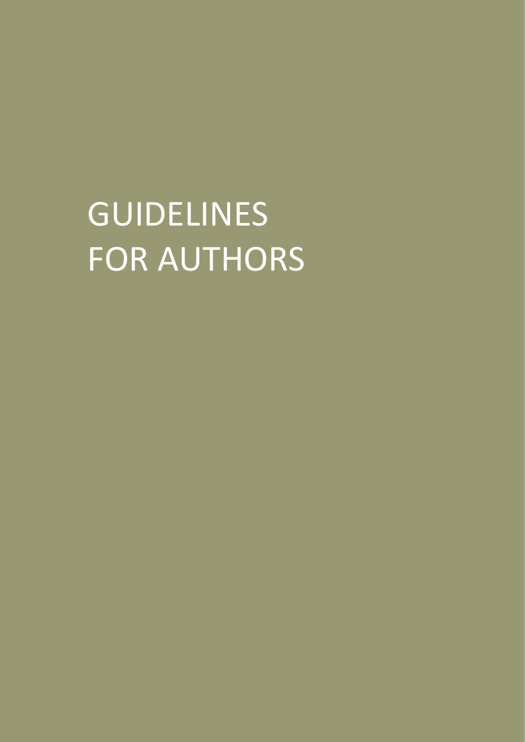# GUIDELINES FOR AUTHORS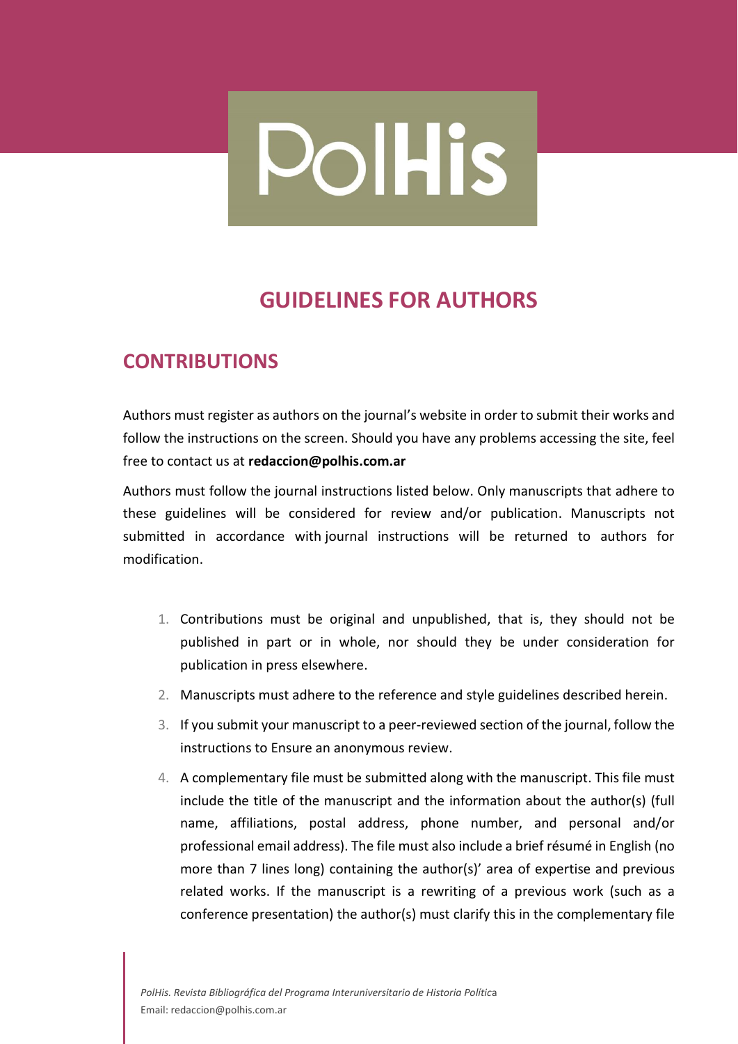# GUIDELINES FOR AUTHORS

## CONTRIBUTIONS

Authors must register as authors on the journal's website in order to submit their works and follow the instructions on the screen. Should you have any problems accessing the site, feel free to contact us at **redaccion@polhis.com.ar**

Authors must follow the journal instructions listed below. Only manuscripts that adhere to these guidelines will be considered for review and/or publication. Manuscripts not submitted in accordance with journal instructions will be returned to authors for modification.

1. Contributions must be original and unpublished, that is, they should not be published in part or in whole, nor should they be under consideration for publication in press elsewhere.
2. Manuscripts must adhere to the reference and style guidelines described herein.
3. If you submit your manuscript to a peer-reviewed section of the journal, follow the instructions to Ensure an anonymous review.
4. A complementary file must be submitted along with the manuscript. This file must include the title of the manuscript and the information about the author(s) (full name, affiliations, postal address, phone number, and personal and/or professional email address). The file must also include a brief résumé in English (no more than 7 lines long) containing the author(s)' area of expertise and previous related works. If the manuscript is a rewriting of a previous work (such as a conference presentation) the author(s) must clarify this in the complementary file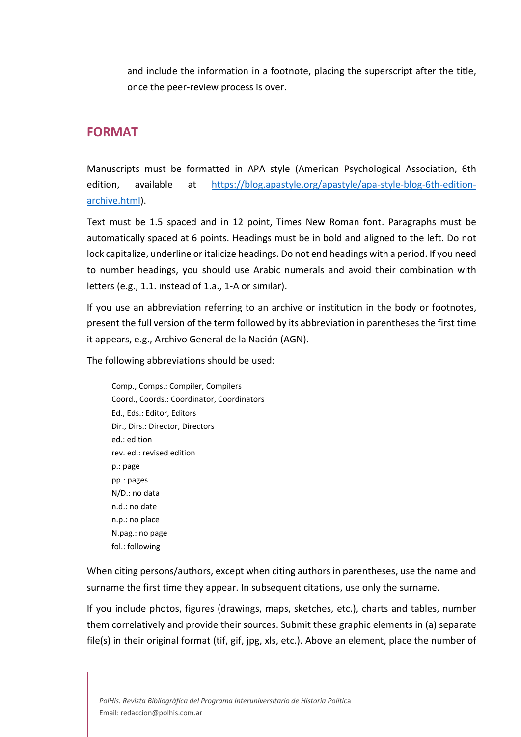and include the information in a footnote, placing the superscript after the title, once the peer-review process is over.

## FORMAT

Manuscripts must be formatted in APA style (American Psychological Association, 6th edition, available at [https://blog.apastyle.org/apastyle/apa-style-blog-6th-edition-archive.html](https://blog.apastyle.org/apastyle/apa-style-blog-6th-edition-archive.html)).

Text must be 1.5 spaced and in 12 point, Times New Roman font. Paragraphs must be automatically spaced at 6 points. Headings must be in bold and aligned to the left. Do not lock capitalize, underline or italicize headings. Do not end headings with a period. If you need to number headings, you should use Arabic numerals and avoid their combination with letters (e.g., 1.1. instead of 1.a., 1-A or similar).

If you use an abbreviation referring to an archive or institution in the body or footnotes, present the full version of the term followed by its abbreviation in parentheses the first time it appears, e.g., Archivo General de la Nación (AGN).

The following abbreviations should be used:

Comp., Comps.: Compiler, Compilers
Coord., Coords.: Coordinator, Coordinators
Ed., Eds.: Editor, Editors
Dir., Dirs.: Director, Directors
ed.: edition
rev. ed.: revised edition
p.: page
pp.: pages
N/D.: no data
n.d.: no date
n.p.: no place
N.pag.: no page
fol.: following

When citing persons/authors, except when citing authors in parentheses, use the name and surname the first time they appear. In subsequent citations, use only the surname.

If you include photos, figures (drawings, maps, sketches, etc.), charts and tables, number them correlatively and provide their sources. Submit these graphic elements in (a) separate file(s) in their original format (tif, gif, jpg, xls, etc.). Above an element, place the number of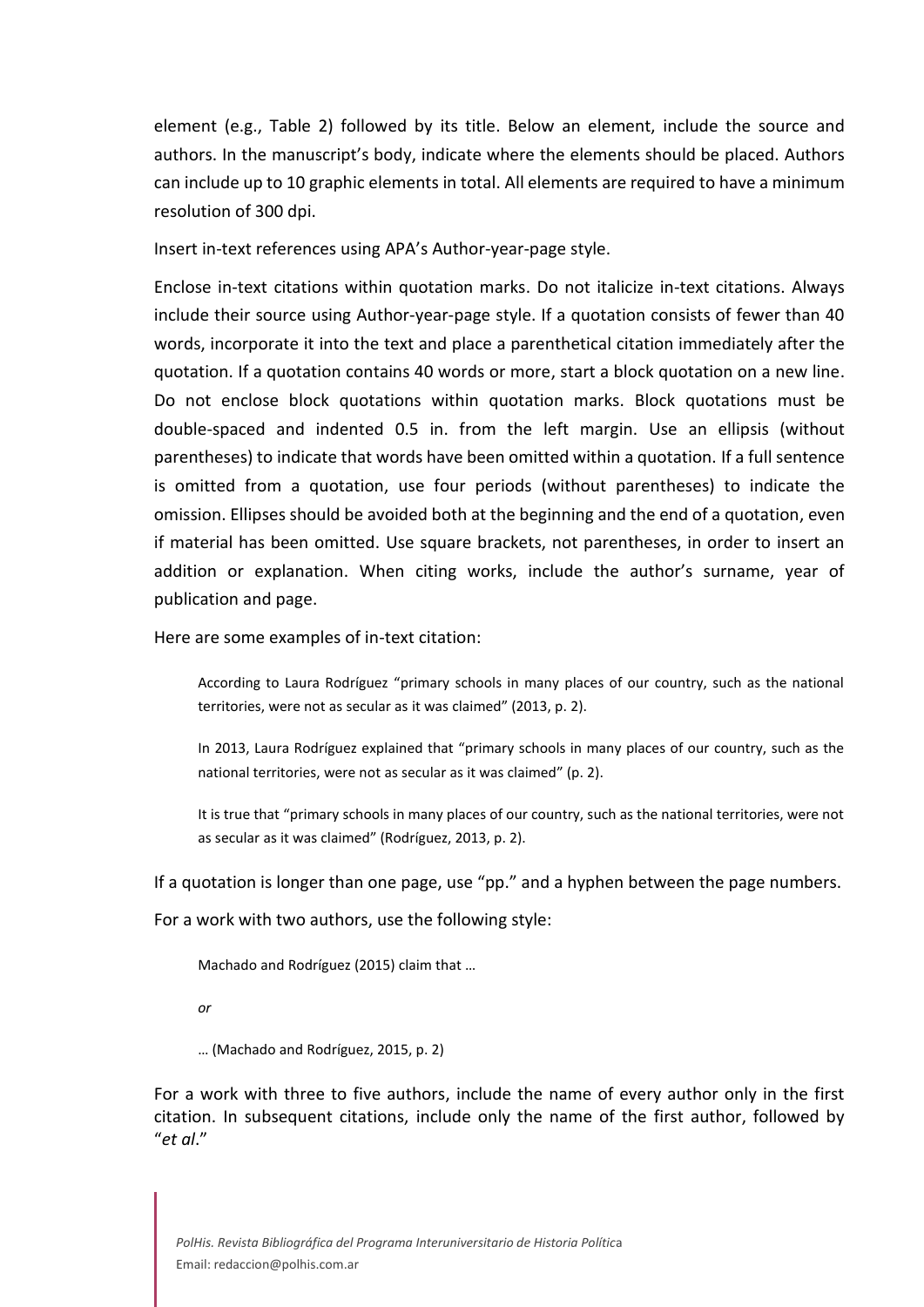element (e.g., Table 2) followed by its title. Below an element, include the source and authors. In the manuscript's body, indicate where the elements should be placed. Authors can include up to 10 graphic elements in total. All elements are required to have a minimum resolution of 300 dpi.

Insert in-text references using APA's Author-year-page style.

Enclose in-text citations within quotation marks. Do not italicize in-text citations. Always include their source using Author-year-page style. If a quotation consists of fewer than 40 words, incorporate it into the text and place a parenthetical citation immediately after the quotation. If a quotation contains 40 words or more, start a block quotation on a new line. Do not enclose block quotations within quotation marks. Block quotations must be double-spaced and indented 0.5 in. from the left margin. Use an ellipsis (without parentheses) to indicate that words have been omitted within a quotation. If a full sentence is omitted from a quotation, use four periods (without parentheses) to indicate the omission. Ellipses should be avoided both at the beginning and the end of a quotation, even if material has been omitted. Use square brackets, not parentheses, in order to insert an addition or explanation. When citing works, include the author's surname, year of publication and page.

Here are some examples of in-text citation:

> According to Laura Rodríguez "primary schools in many places of our country, such as the national territories, were not as secular as it was claimed" (2013, p. 2).
>
> In 2013, Laura Rodríguez explained that "primary schools in many places of our country, such as the national territories, were not as secular as it was claimed" (p. 2).
>
> It is true that "primary schools in many places of our country, such as the national territories, were not as secular as it was claimed" (Rodríguez, 2013, p. 2).

If a quotation is longer than one page, use "pp." and a hyphen between the page numbers.

For a work with two authors, use the following style:

> Machado and Rodríguez (2015) claim that …
>
> *or*
>
> … (Machado and Rodríguez, 2015, p. 2)

For a work with three to five authors, include the name of every author only in the first citation. In subsequent citations, include only the name of the first author, followed by "*et al*."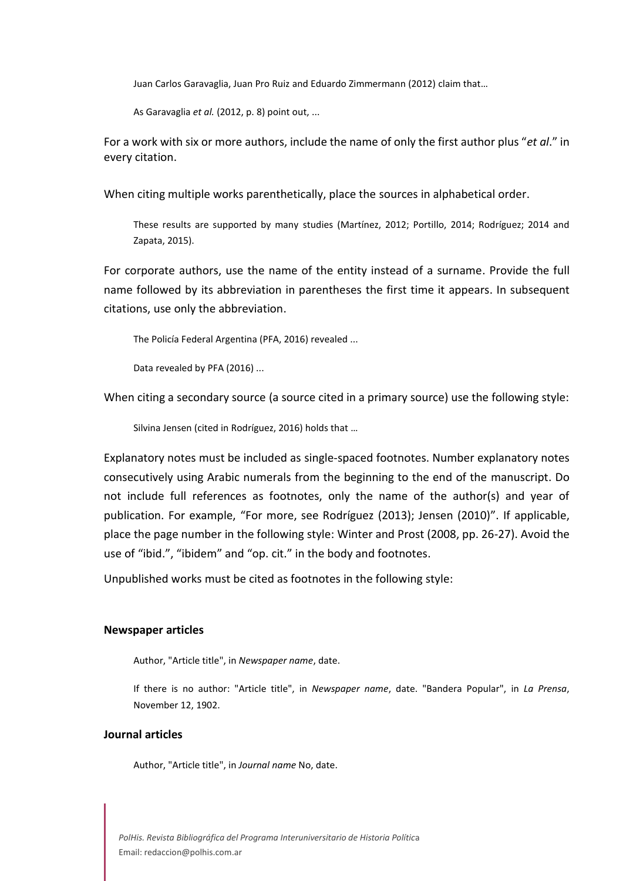Juan Carlos Garavaglia, Juan Pro Ruiz and Eduardo Zimmermann (2012) claim that…

As Garavaglia *et al.* (2012, p. 8) point out, ...

For a work with six or more authors, include the name of only the first author plus "*et al*." in every citation.

When citing multiple works parenthetically, place the sources in alphabetical order.

These results are supported by many studies (Martínez, 2012; Portillo, 2014; Rodríguez; 2014 and Zapata, 2015).

For corporate authors, use the name of the entity instead of a surname. Provide the full name followed by its abbreviation in parentheses the first time it appears. In subsequent citations, use only the abbreviation.

The Policía Federal Argentina (PFA, 2016) revealed ...

Data revealed by PFA (2016) ...

When citing a secondary source (a source cited in a primary source) use the following style:

Silvina Jensen (cited in Rodríguez, 2016) holds that …

Explanatory notes must be included as single-spaced footnotes. Number explanatory notes consecutively using Arabic numerals from the beginning to the end of the manuscript. Do not include full references as footnotes, only the name of the author(s) and year of publication. For example, "For more, see Rodríguez (2013); Jensen (2010)". If applicable, place the page number in the following style: Winter and Prost (2008, pp. 26-27). Avoid the use of "ibid.", "ibidem" and "op. cit." in the body and footnotes.

Unpublished works must be cited as footnotes in the following style:

**Newspaper articles**

Author, "Article title", in *Newspaper name*, date.

If there is no author: "Article title", in *Newspaper name*, date. "Bandera Popular", in *La Prensa*, November 12, 1902.

**Journal articles**

Author, "Article title", in *Journal name* No, date.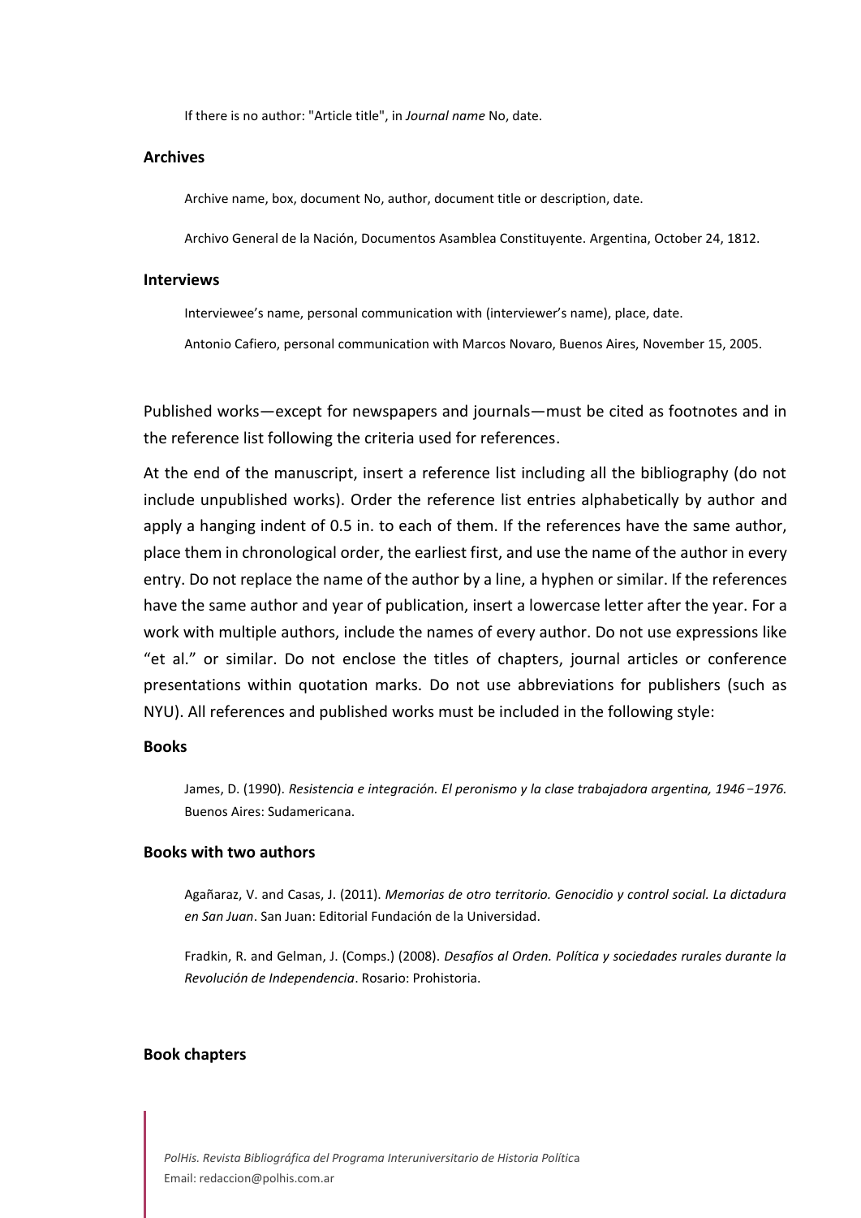If there is no author: "Article title", in *Journal name* No, date.

### Archives

Archive name, box, document No, author, document title or description, date.

Archivo General de la Nación, Documentos Asamblea Constituyente. Argentina, October 24, 1812.

### Interviews

Interviewee's name, personal communication with (interviewer's name), place, date.

Antonio Cafiero, personal communication with Marcos Novaro, Buenos Aires, November 15, 2005.

Published works—except for newspapers and journals—must be cited as footnotes and in the reference list following the criteria used for references.

At the end of the manuscript, insert a reference list including all the bibliography (do not include unpublished works). Order the reference list entries alphabetically by author and apply a hanging indent of 0.5 in. to each of them. If the references have the same author, place them in chronological order, the earliest first, and use the name of the author in every entry. Do not replace the name of the author by a line, a hyphen or similar. If the references have the same author and year of publication, insert a lowercase letter after the year. For a work with multiple authors, include the names of every author. Do not use expressions like "et al." or similar. Do not enclose the titles of chapters, journal articles or conference presentations within quotation marks. Do not use abbreviations for publishers (such as NYU). All references and published works must be included in the following style:

### Books

James, D. (1990). *Resistencia e integración. El peronismo y la clase trabajadora argentina, 1946−1976.* Buenos Aires: Sudamericana.

### Books with two authors

Agañaraz, V. and Casas, J. (2011). *Memorias de otro territorio. Genocidio y control social. La dictadura en San Juan*. San Juan: Editorial Fundación de la Universidad.

Fradkin, R. and Gelman, J. (Comps.) (2008). *Desafíos al Orden. Política y sociedades rurales durante la Revolución de Independencia*. Rosario: Prohistoria.

### Book chapters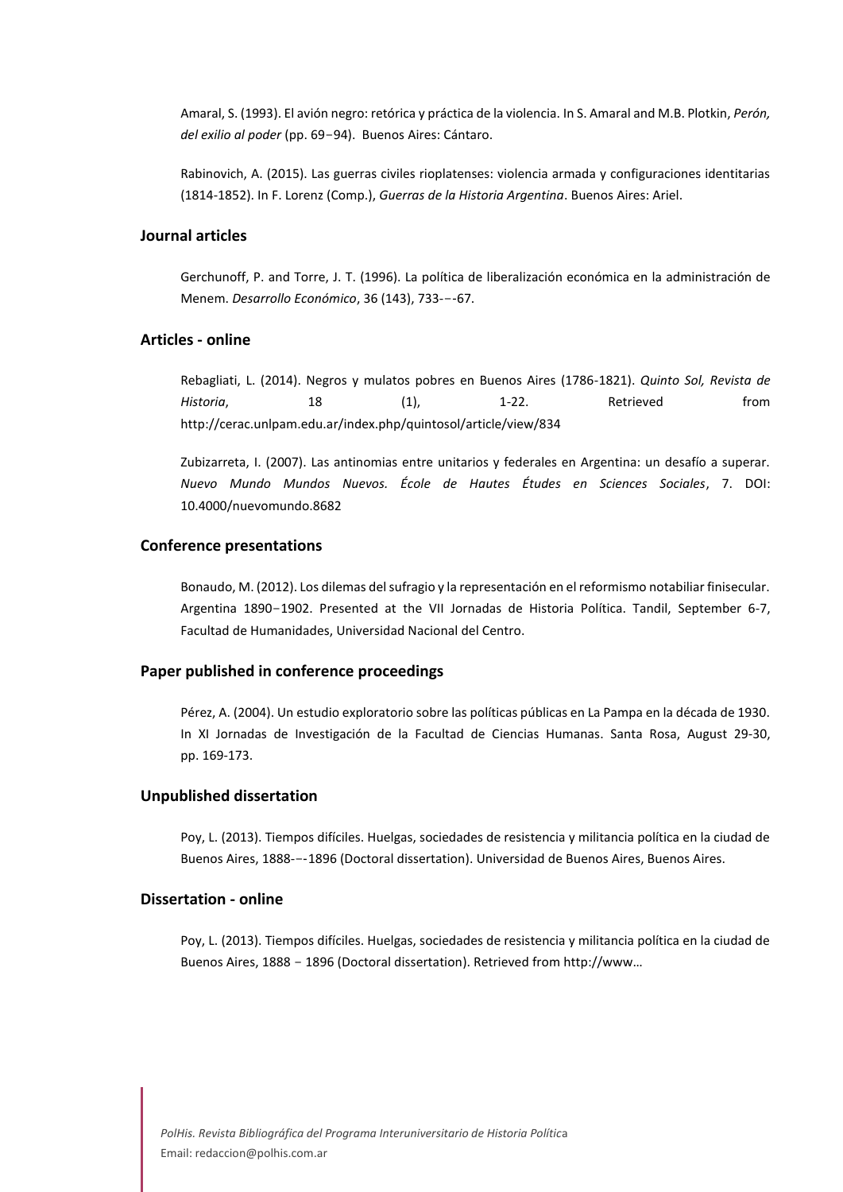Amaral, S. (1993). El avión negro: retórica y práctica de la violencia. In S. Amaral and M.B. Plotkin, *Perón, del exilio al poder* (pp. 69−94). Buenos Aires: Cántaro.

Rabinovich, A. (2015). Las guerras civiles rioplatenses: violencia armada y configuraciones identitarias (1814-1852). In F. Lorenz (Comp.), *Guerras de la Historia Argentina*. Buenos Aires: Ariel.

### Journal articles

Gerchunoff, P. and Torre, J. T. (1996). La política de liberalización económica en la administración de Menem. *Desarrollo Económico*, 36 (143), 733-−-67.

### Articles - online

Rebagliati, L. (2014). Negros y mulatos pobres en Buenos Aires (1786-1821). *Quinto Sol, Revista de Historia*, 18 (1), 1-22. Retrieved from http://cerac.unlpam.edu.ar/index.php/quintosol/article/view/834

Zubizarreta, I. (2007). Las antinomias entre unitarios y federales en Argentina: un desafío a superar. *Nuevo Mundo Mundos Nuevos. École de Hautes Études en Sciences Sociales*, 7. DOI: 10.4000/nuevomundo.8682

### Conference presentations

Bonaudo, M. (2012). Los dilemas del sufragio y la representación en el reformismo notabiliar finisecular. Argentina 1890−1902. Presented at the VII Jornadas de Historia Política. Tandil, September 6-7, Facultad de Humanidades, Universidad Nacional del Centro.

### Paper published in conference proceedings

Pérez, A. (2004). Un estudio exploratorio sobre las políticas públicas en La Pampa en la década de 1930. In XI Jornadas de Investigación de la Facultad de Ciencias Humanas. Santa Rosa, August 29-30, pp. 169-173.

### Unpublished dissertation

Poy, L. (2013). Tiempos difíciles. Huelgas, sociedades de resistencia y militancia política en la ciudad de Buenos Aires, 1888-−-1896 (Doctoral dissertation). Universidad de Buenos Aires, Buenos Aires.

### Dissertation - online

Poy, L. (2013). Tiempos difíciles. Huelgas, sociedades de resistencia y militancia política en la ciudad de Buenos Aires, 1888 − 1896 (Doctoral dissertation). Retrieved from http://www…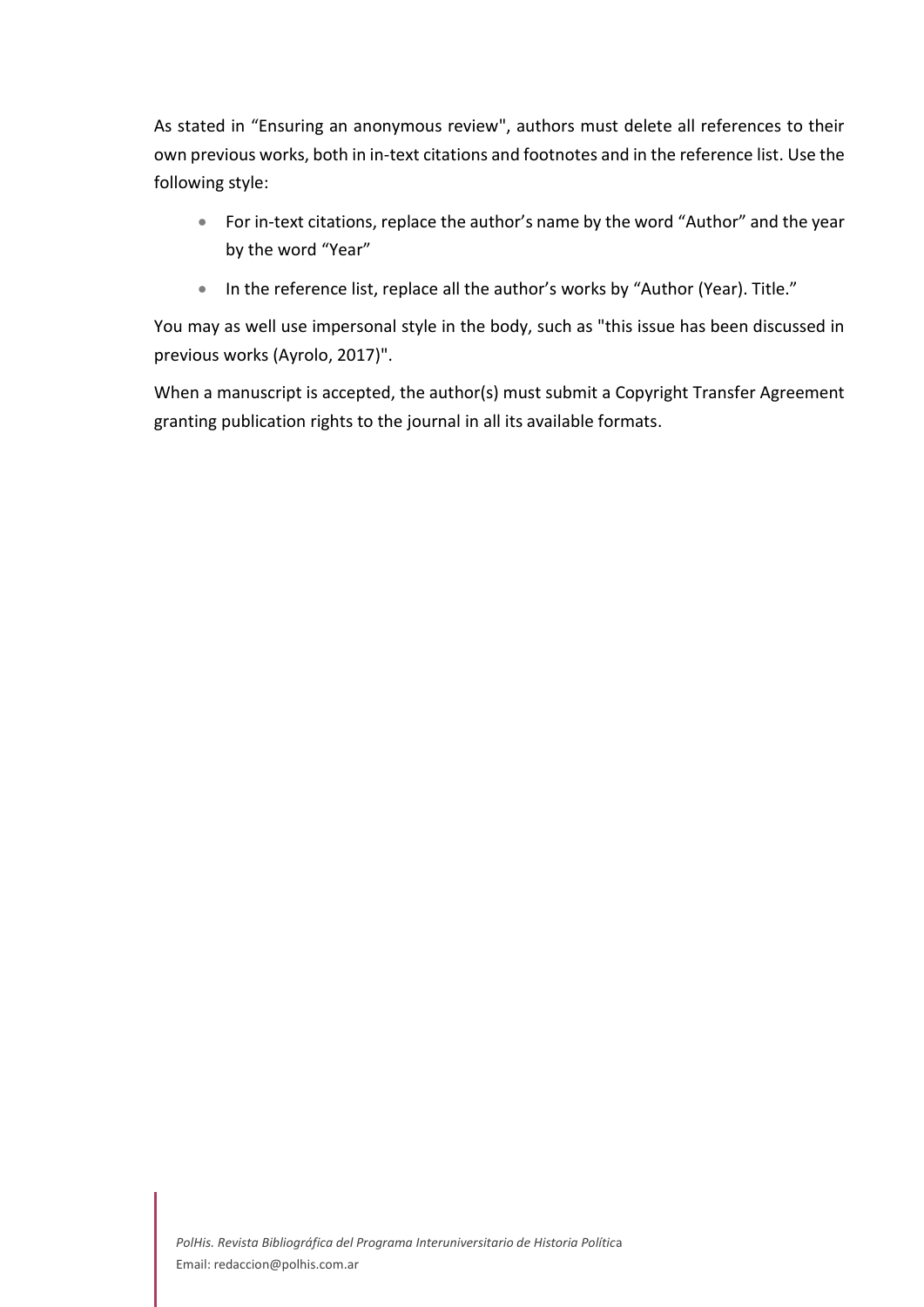As stated in “Ensuring an anonymous review", authors must delete all references to their own previous works, both in in-text citations and footnotes and in the reference list. Use the following style:

- For in-text citations, replace the author’s name by the word “Author” and the year by the word “Year”
- In the reference list, replace all the author’s works by “Author (Year). Title.”

You may as well use impersonal style in the body, such as "this issue has been discussed in previous works (Ayrolo, 2017)".

When a manuscript is accepted, the author(s) must submit a Copyright Transfer Agreement granting publication rights to the journal in all its available formats.